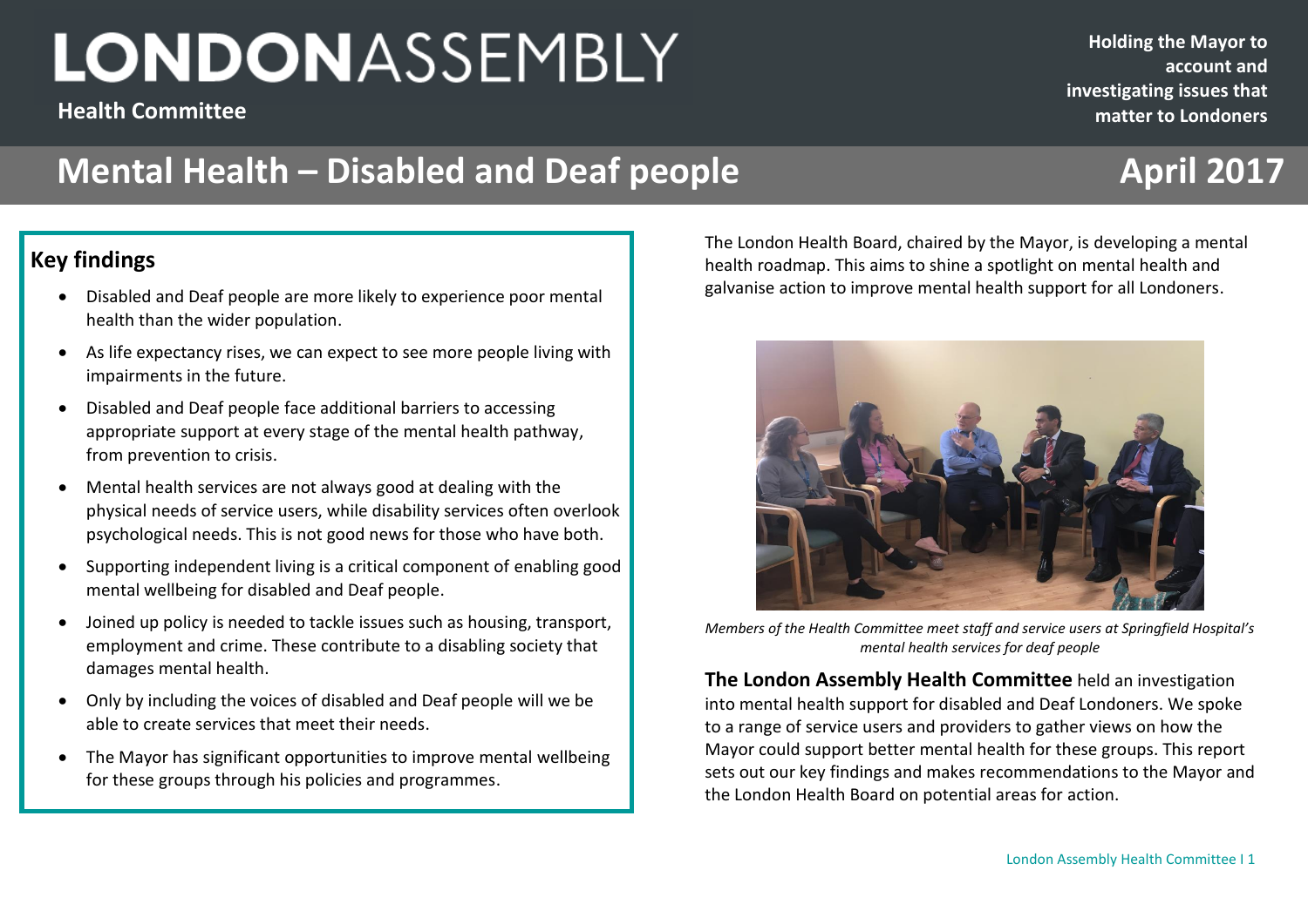# LONDONASSEMBLY

**Health Committee**

**Holding the Mayor to account and investigating issues that matter to Londoners**

## Mental Health – Disabled and Deaf people

**April 2017**

### Key findings

- Disabled and Deaf people are more likely to experience poor mental health than the wider population.
- As life expectancy rises, we can expect to see more people living with impairments in the future.
- Disabled and Deaf people face additional barriers to accessing appropriate support at every stage of the mental health pathway, from prevention to crisis.
- Mental health services are not always good at dealing with the physical needs of service users, while disability services often overlook psychological needs. This is not good news for those who have both.
- Supporting independent living is a critical component of enabling good mental wellbeing for disabled and Deaf people.
- Joined up policy is needed to tackle issues such as housing, transport, employment and crime. These contribute to a disabling society that damages mental health.
- Only by including the voices of disabled and Deaf people will we be able to create services that meet their needs.
- The Mayor has significant opportunities to improve mental wellbeing for these groups through his policies and programmes.

The London Health Board, chaired by the Mayor, is developing a mental health roadmap. This aims to shine a spotlight on mental health and galvanise action to improve mental health support for all Londoners.

*Members of the Health Committee meet staff and service users at Springfield Hospital's mental health services for deaf people*

**The London Assembly Health Committee** held an investigation into mental health support for disabled and Deaf Londoners. We spoke to a range of service users and providers to gather views on how the Mayor could support better mental health for these groups. This report sets out our key findings and makes recommendations to the Mayor and the London Health Board on potential areas for action.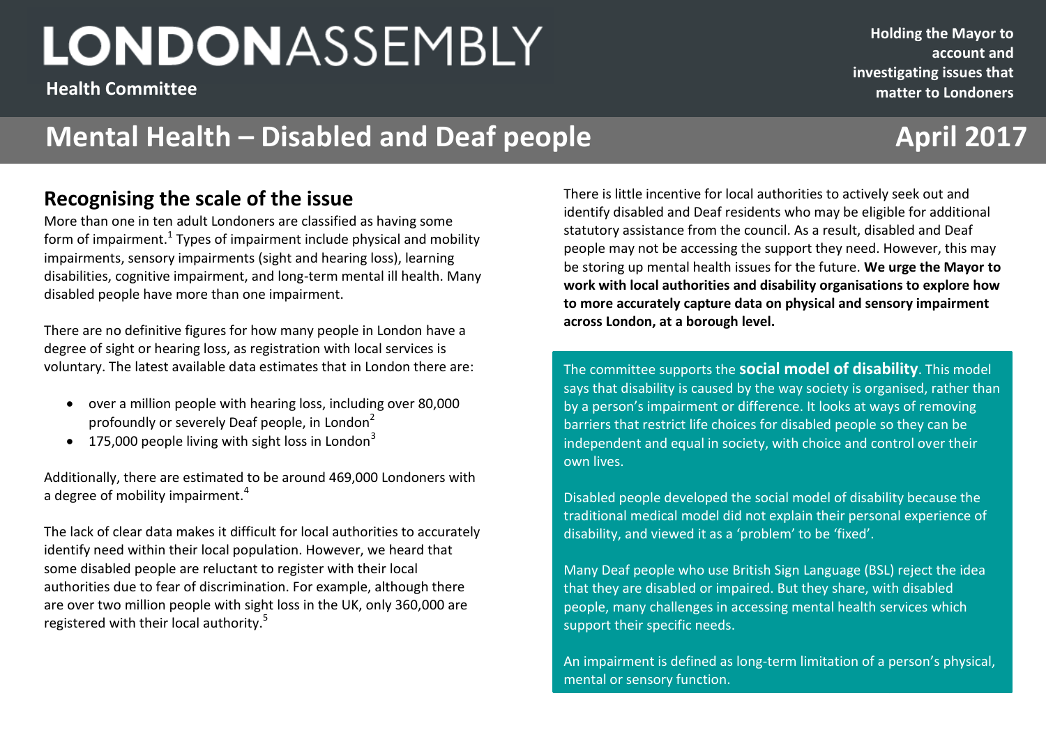# LONDONASSEMBLY

**Health Committee**

**Holding the Mayor to account and investigating issues that matter to Londoners**

## Mental Health – Disabled and Deaf people

**April 2017**

### Recognising the scale of the issue

More than one in ten adult Londoners are classified as having some form of impairment.[1] Types of impairment include physical and mobility impairments, sensory impairments (sight and hearing loss), learning disabilities, cognitive impairment, and long-term mental ill health. Many disabled people have more than one impairment.

There are no definitive figures for how many people in London have a degree of sight or hearing loss, as registration with local services is voluntary. The latest available data estimates that in London there are:

- over a million people with hearing loss, including over 80,000 profoundly or severely Deaf people, in London[2]
- 175,000 people living with sight loss in London[3]

Additionally, there are estimated to be around 469,000 Londoners with a degree of mobility impairment.[4]

The lack of clear data makes it difficult for local authorities to accurately identify need within their local population. However, we heard that some disabled people are reluctant to register with their local authorities due to fear of discrimination. For example, although there are over two million people with sight loss in the UK, only 360,000 are registered with their local authority.[5]

There is little incentive for local authorities to actively seek out and identify disabled and Deaf residents who may be eligible for additional statutory assistance from the council. As a result, disabled and Deaf people may not be accessing the support they need. However, this may be storing up mental health issues for the future. **We urge the Mayor to work with local authorities and disability organisations to explore how to more accurately capture data on physical and sensory impairment across London, at a borough level.**

The committee supports the **social model of disability**. This model says that disability is caused by the way society is organised, rather than by a person's impairment or difference. It looks at ways of removing barriers that restrict life choices for disabled people so they can be independent and equal in society, with choice and control over their own lives.

Disabled people developed the social model of disability because the traditional medical model did not explain their personal experience of disability, and viewed it as a 'problem' to be 'fixed'.

Many Deaf people who use British Sign Language (BSL) reject the idea that they are disabled or impaired. But they share, with disabled people, many challenges in accessing mental health services which support their specific needs.

An impairment is defined as long-term limitation of a person's physical, mental or sensory function.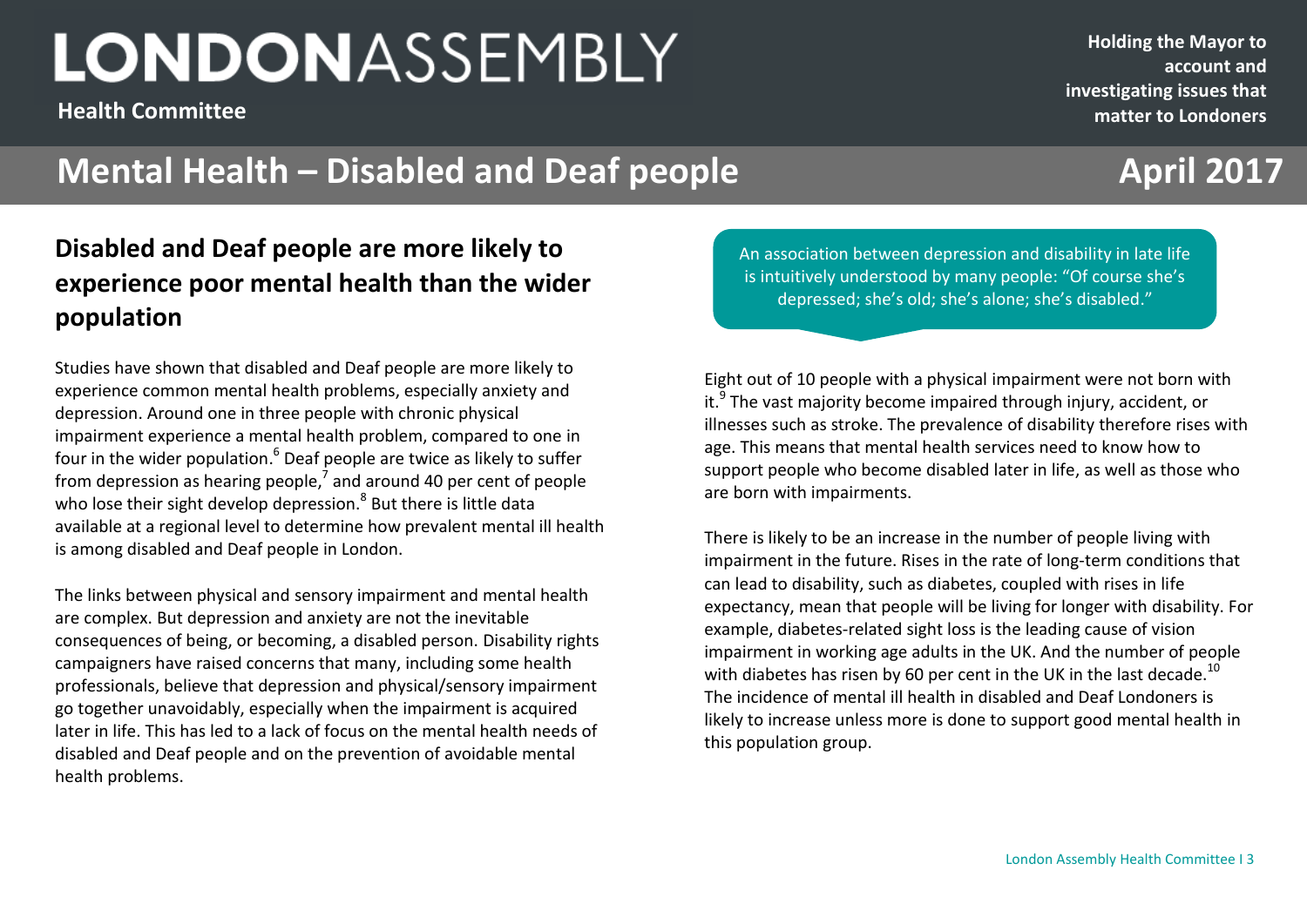# Mental Health – Disabled and Deaf people

## Disabled and Deaf people are more likely to experience poor mental health than the wider population

Studies have shown that disabled and Deaf people are more likely to experience common mental health problems, especially anxiety and depression. Around one in three people with chronic physical impairment experience a mental health problem, compared to one in four in the wider population.[6] Deaf people are twice as likely to suffer from depression as hearing people,[7] and around 40 per cent of people who lose their sight develop depression.[8] But there is little data available at a regional level to determine how prevalent mental ill health is among disabled and Deaf people in London.

The links between physical and sensory impairment and mental health are complex. But depression and anxiety are not the inevitable consequences of being, or becoming, a disabled person. Disability rights campaigners have raised concerns that many, including some health professionals, believe that depression and physical/sensory impairment go together unavoidably, especially when the impairment is acquired later in life. This has led to a lack of focus on the mental health needs of disabled and Deaf people and on the prevention of avoidable mental health problems.

> An association between depression and disability in late life is intuitively understood by many people: "Of course she's depressed; she's old; she's alone; she's disabled."

Eight out of 10 people with a physical impairment were not born with it.[9] The vast majority become impaired through injury, accident, or illnesses such as stroke. The prevalence of disability therefore rises with age. This means that mental health services need to know how to support people who become disabled later in life, as well as those who are born with impairments.

There is likely to be an increase in the number of people living with impairment in the future. Rises in the rate of long-term conditions that can lead to disability, such as diabetes, coupled with rises in life expectancy, mean that people will be living for longer with disability. For example, diabetes-related sight loss is the leading cause of vision impairment in working age adults in the UK. And the number of people with diabetes has risen by 60 per cent in the UK in the last decade.[10] The incidence of mental ill health in disabled and Deaf Londoners is likely to increase unless more is done to support good mental health in this population group.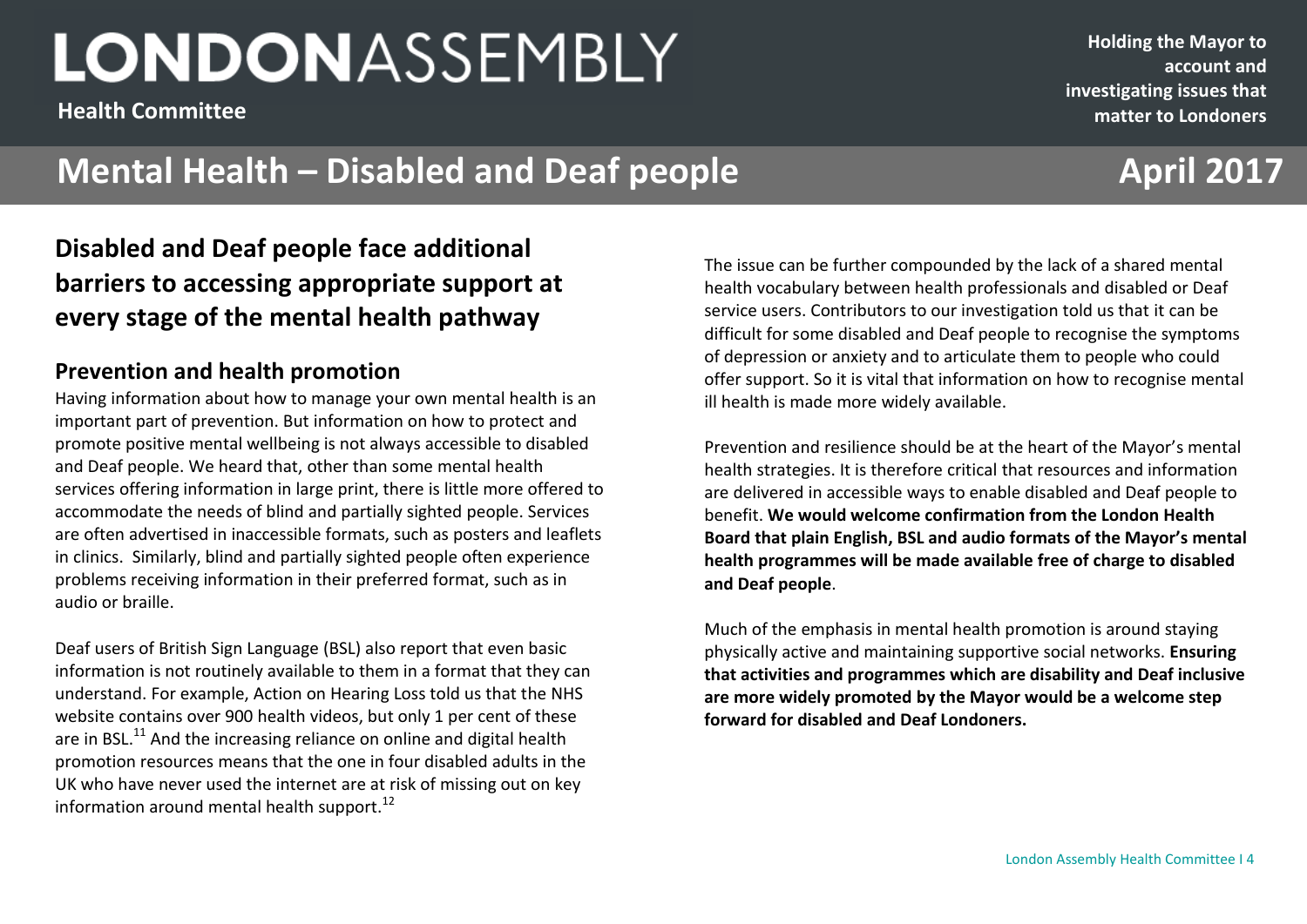## Disabled and Deaf people face additional barriers to accessing appropriate support at every stage of the mental health pathway

### Prevention and health promotion

Having information about how to manage your own mental health is an important part of prevention. But information on how to protect and promote positive mental wellbeing is not always accessible to disabled and Deaf people. We heard that, other than some mental health services offering information in large print, there is little more offered to accommodate the needs of blind and partially sighted people. Services are often advertised in inaccessible formats, such as posters and leaflets in clinics. Similarly, blind and partially sighted people often experience problems receiving information in their preferred format, such as in audio or braille.

Deaf users of British Sign Language (BSL) also report that even basic information is not routinely available to them in a format that they can understand. For example, Action on Hearing Loss told us that the NHS website contains over 900 health videos, but only 1 per cent of these are in BSL.[11] And the increasing reliance on online and digital health promotion resources means that the one in four disabled adults in the UK who have never used the internet are at risk of missing out on key information around mental health support.[12]

The issue can be further compounded by the lack of a shared mental health vocabulary between health professionals and disabled or Deaf service users. Contributors to our investigation told us that it can be difficult for some disabled and Deaf people to recognise the symptoms of depression or anxiety and to articulate them to people who could offer support. So it is vital that information on how to recognise mental ill health is made more widely available.

Prevention and resilience should be at the heart of the Mayor's mental health strategies. It is therefore critical that resources and information are delivered in accessible ways to enable disabled and Deaf people to benefit. **We would welcome confirmation from the London Health Board that plain English, BSL and audio formats of the Mayor's mental health programmes will be made available free of charge to disabled and Deaf people**.

Much of the emphasis in mental health promotion is around staying physically active and maintaining supportive social networks. **Ensuring that activities and programmes which are disability and Deaf inclusive are more widely promoted by the Mayor would be a welcome step forward for disabled and Deaf Londoners.**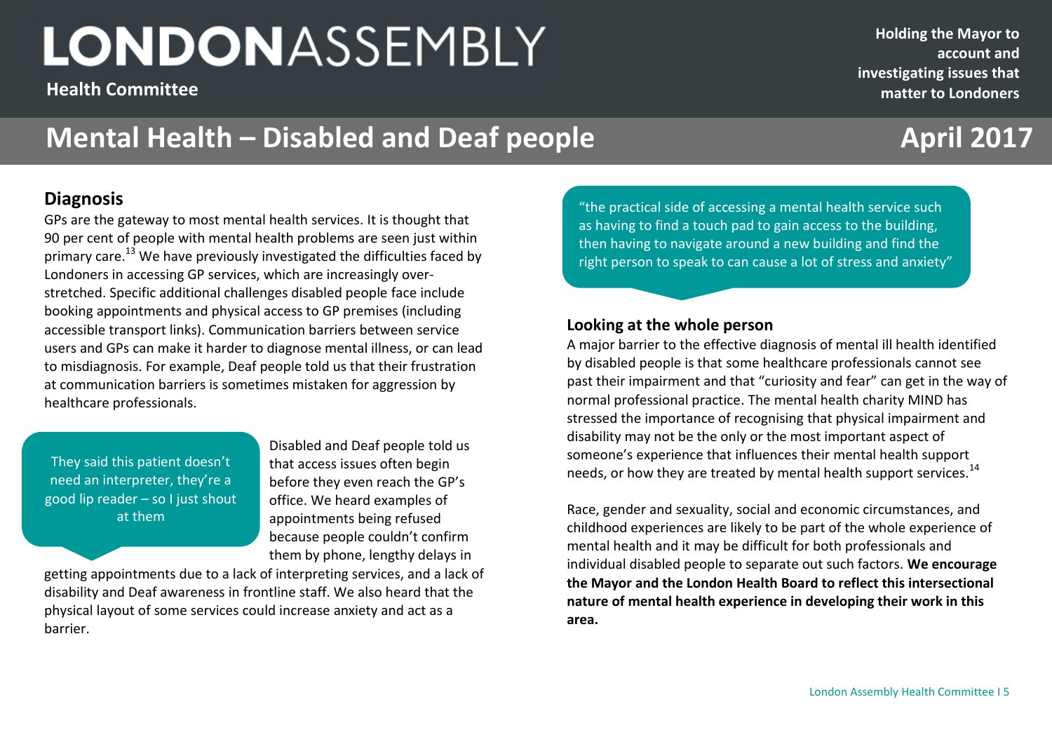## Diagnosis

GPs are the gateway to most mental health services. It is thought that 90 per cent of people with mental health problems are seen just within primary care.[13] We have previously investigated the difficulties faced by Londoners in accessing GP services, which are increasingly over-stretched. Specific additional challenges disabled people face include booking appointments and physical access to GP premises (including accessible transport links). Communication barriers between service users and GPs can make it harder to diagnose mental illness, or can lead to misdiagnosis. For example, Deaf people told us that their frustration at communication barriers is sometimes mistaken for aggression by healthcare professionals.

> They said this patient doesn't need an interpreter, they're a good lip reader – so I just shout at them

Disabled and Deaf people told us that access issues often begin before they even reach the GP's office. We heard examples of appointments being refused because people couldn't confirm them by phone, lengthy delays in getting appointments due to a lack of interpreting services, and a lack of disability and Deaf awareness in frontline staff. We also heard that the physical layout of some services could increase anxiety and act as a barrier.

> "the practical side of accessing a mental health service such as having to find a touch pad to gain access to the building, then having to navigate around a new building and find the right person to speak to can cause a lot of stress and anxiety"

### Looking at the whole person

A major barrier to the effective diagnosis of mental ill health identified by disabled people is that some healthcare professionals cannot see past their impairment and that "curiosity and fear" can get in the way of normal professional practice. The mental health charity MIND has stressed the importance of recognising that physical impairment and disability may not be the only or the most important aspect of someone's experience that influences their mental health support needs, or how they are treated by mental health support services.[14]

Race, gender and sexuality, social and economic circumstances, and childhood experiences are likely to be part of the whole experience of mental health and it may be difficult for both professionals and individual disabled people to separate out such factors. **We encourage the Mayor and the London Health Board to reflect this intersectional nature of mental health experience in developing their work in this area.**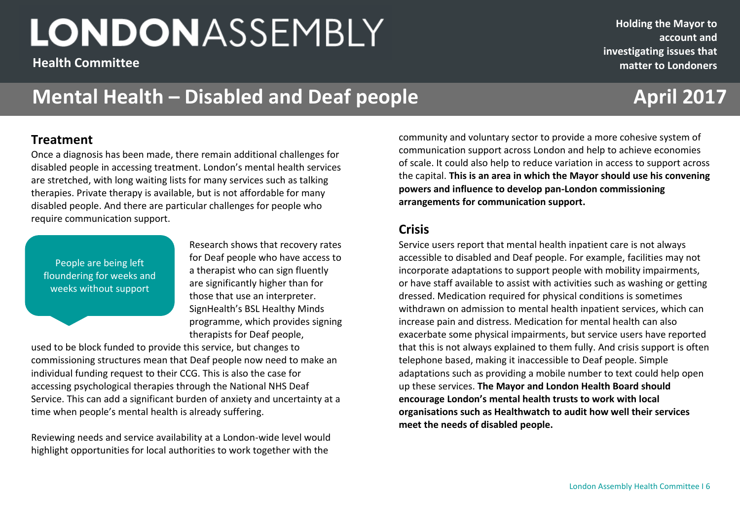## Treatment

Once a diagnosis has been made, there remain additional challenges for disabled people in accessing treatment. London's mental health services are stretched, with long waiting lists for many services such as talking therapies. Private therapy is available, but is not affordable for many disabled people. And there are particular challenges for people who require communication support.

> People are being left floundering for weeks and weeks without support

Research shows that recovery rates for Deaf people who have access to a therapist who can sign fluently are significantly higher than for those that use an interpreter. SignHealth's BSL Healthy Minds programme, which provides signing therapists for Deaf people, used to be block funded to provide this service, but changes to commissioning structures mean that Deaf people now need to make an individual funding request to their CCG. This is also the case for accessing psychological therapies through the National NHS Deaf Service. This can add a significant burden of anxiety and uncertainty at a time when people's mental health is already suffering.

Reviewing needs and service availability at a London-wide level would highlight opportunities for local authorities to work together with the community and voluntary sector to provide a more cohesive system of communication support across London and help to achieve economies of scale. It could also help to reduce variation in access to support across the capital. **This is an area in which the Mayor should use his convening powers and influence to develop pan-London commissioning arrangements for communication support.**

## Crisis

Service users report that mental health inpatient care is not always accessible to disabled and Deaf people. For example, facilities may not incorporate adaptations to support people with mobility impairments, or have staff available to assist with activities such as washing or getting dressed. Medication required for physical conditions is sometimes withdrawn on admission to mental health inpatient services, which can increase pain and distress. Medication for mental health can also exacerbate some physical impairments, but service users have reported that this is not always explained to them fully. And crisis support is often telephone based, making it inaccessible to Deaf people. Simple adaptations such as providing a mobile number to text could help open up these services. **The Mayor and London Health Board should encourage London's mental health trusts to work with local organisations such as Healthwatch to audit how well their services meet the needs of disabled people.**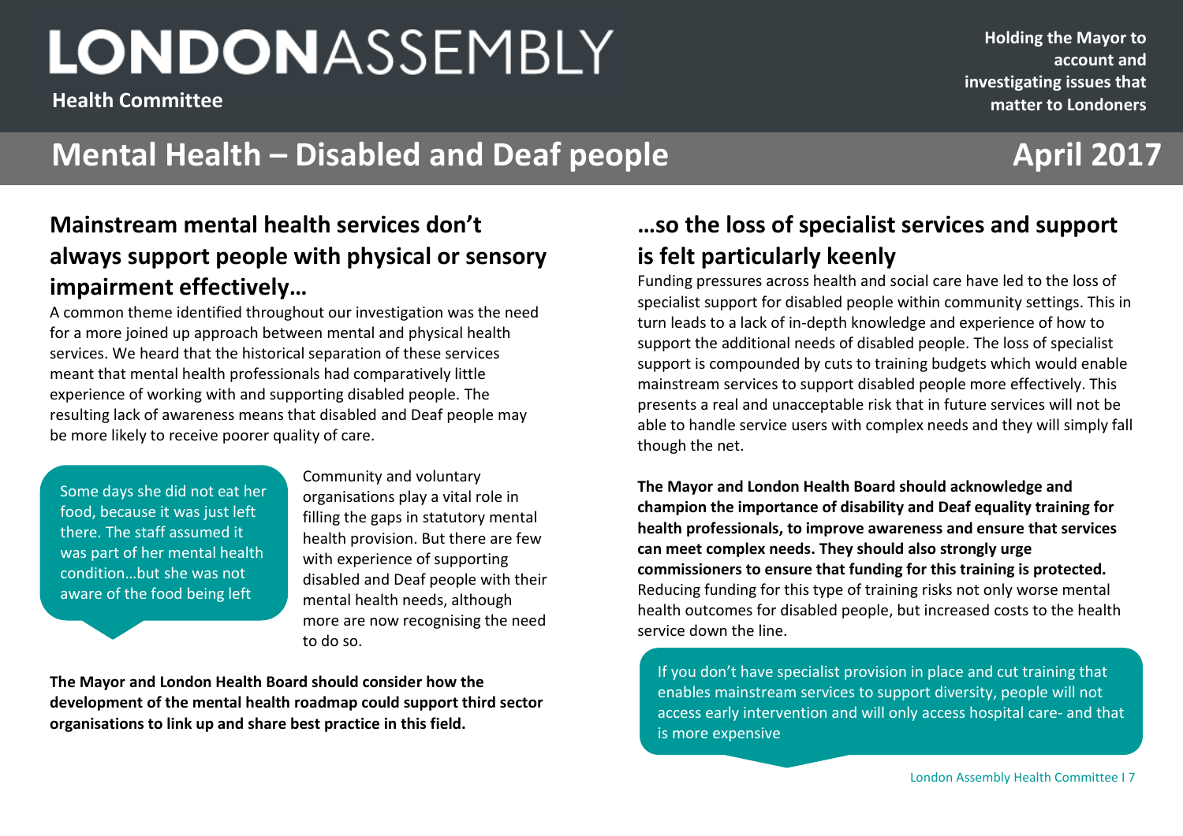# Mental Health – Disabled and Deaf people

April 2017

## Mainstream mental health services don't always support people with physical or sensory impairment effectively…

A common theme identified throughout our investigation was the need for a more joined up approach between mental and physical health services. We heard that the historical separation of these services meant that mental health professionals had comparatively little experience of working with and supporting disabled people. The resulting lack of awareness means that disabled and Deaf people may be more likely to receive poorer quality of care.

> Some days she did not eat her food, because it was just left there. The staff assumed it was part of her mental health condition…but she was not aware of the food being left

Community and voluntary organisations play a vital role in filling the gaps in statutory mental health provision. But there are few with experience of supporting disabled and Deaf people with their mental health needs, although more are now recognising the need to do so.

**The Mayor and London Health Board should consider how the development of the mental health roadmap could support third sector organisations to link up and share best practice in this field.**

## …so the loss of specialist services and support is felt particularly keenly

Funding pressures across health and social care have led to the loss of specialist support for disabled people within community settings. This in turn leads to a lack of in-depth knowledge and experience of how to support the additional needs of disabled people. The loss of specialist support is compounded by cuts to training budgets which would enable mainstream services to support disabled people more effectively. This presents a real and unacceptable risk that in future services will not be able to handle service users with complex needs and they will simply fall though the net.

**The Mayor and London Health Board should acknowledge and champion the importance of disability and Deaf equality training for health professionals, to improve awareness and ensure that services can meet complex needs. They should also strongly urge commissioners to ensure that funding for this training is protected.** Reducing funding for this type of training risks not only worse mental health outcomes for disabled people, but increased costs to the health service down the line.

> If you don't have specialist provision in place and cut training that enables mainstream services to support diversity, people will not access early intervention and will only access hospital care- and that is more expensive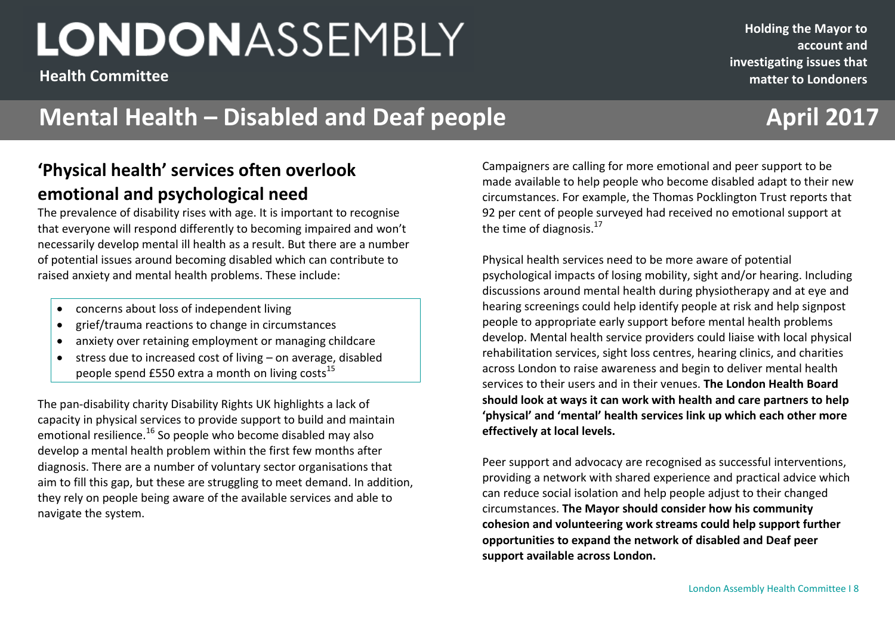# Mental Health – Disabled and Deaf people

## 'Physical health' services often overlook emotional and psychological need

The prevalence of disability rises with age. It is important to recognise that everyone will respond differently to becoming impaired and won't necessarily develop mental ill health as a result. But there are a number of potential issues around becoming disabled which can contribute to raised anxiety and mental health problems. These include:

- concerns about loss of independent living
- grief/trauma reactions to change in circumstances
- anxiety over retaining employment or managing childcare
- stress due to increased cost of living – on average, disabled people spend £550 extra a month on living costs[15]

The pan-disability charity Disability Rights UK highlights a lack of capacity in physical services to provide support to build and maintain emotional resilience.[16] So people who become disabled may also develop a mental health problem within the first few months after diagnosis. There are a number of voluntary sector organisations that aim to fill this gap, but these are struggling to meet demand. In addition, they rely on people being aware of the available services and able to navigate the system.

Campaigners are calling for more emotional and peer support to be made available to help people who become disabled adapt to their new circumstances. For example, the Thomas Pocklington Trust reports that 92 per cent of people surveyed had received no emotional support at the time of diagnosis.[17]

Physical health services need to be more aware of potential psychological impacts of losing mobility, sight and/or hearing. Including discussions around mental health during physiotherapy and at eye and hearing screenings could help identify people at risk and help signpost people to appropriate early support before mental health problems develop. Mental health service providers could liaise with local physical rehabilitation services, sight loss centres, hearing clinics, and charities across London to raise awareness and begin to deliver mental health services to their users and in their venues. **The London Health Board should look at ways it can work with health and care partners to help 'physical' and 'mental' health services link up which each other more effectively at local levels.**

Peer support and advocacy are recognised as successful interventions, providing a network with shared experience and practical advice which can reduce social isolation and help people adjust to their changed circumstances. **The Mayor should consider how his community cohesion and volunteering work streams could help support further opportunities to expand the network of disabled and Deaf peer support available across London.**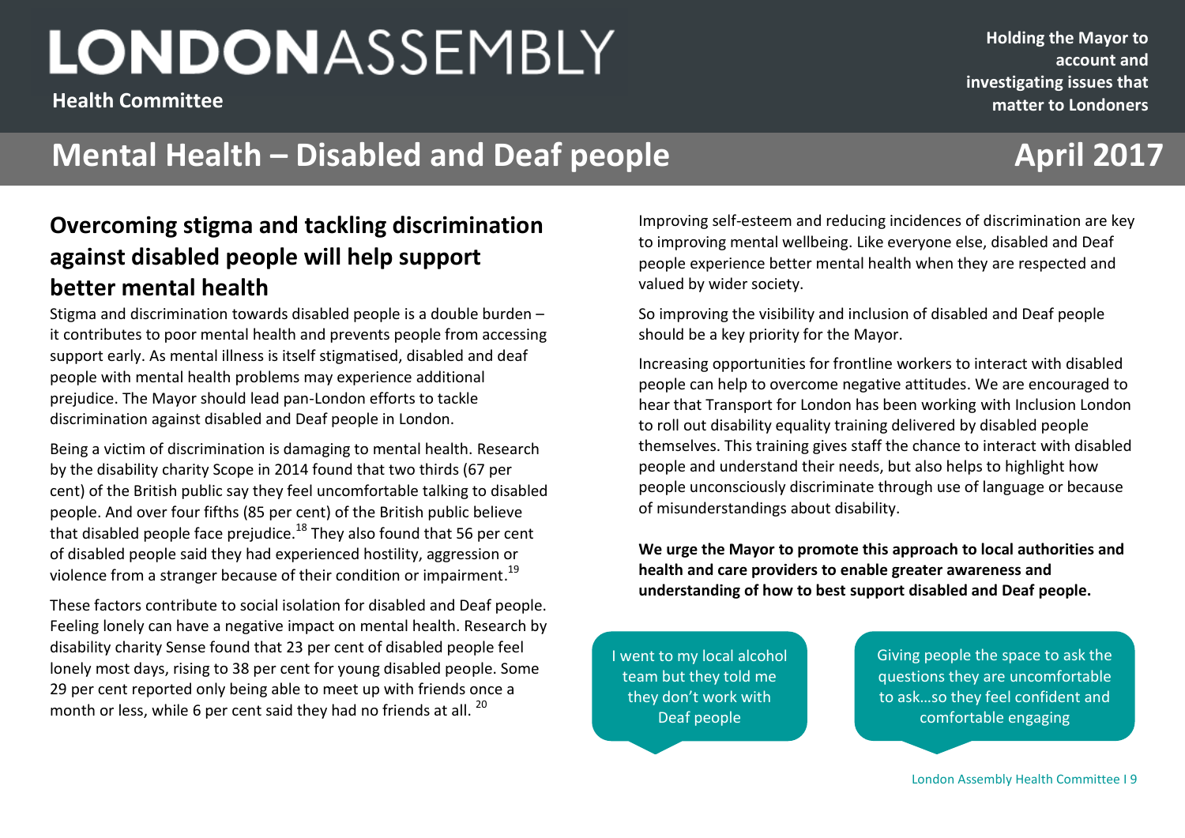## Overcoming stigma and tackling discrimination against disabled people will help support better mental health

Stigma and discrimination towards disabled people is a double burden – it contributes to poor mental health and prevents people from accessing support early. As mental illness is itself stigmatised, disabled and deaf people with mental health problems may experience additional prejudice. The Mayor should lead pan-London efforts to tackle discrimination against disabled and Deaf people in London.

Being a victim of discrimination is damaging to mental health. Research by the disability charity Scope in 2014 found that two thirds (67 per cent) of the British public say they feel uncomfortable talking to disabled people. And over four fifths (85 per cent) of the British public believe that disabled people face prejudice.[18] They also found that 56 per cent of disabled people said they had experienced hostility, aggression or violence from a stranger because of their condition or impairment.[19]

These factors contribute to social isolation for disabled and Deaf people. Feeling lonely can have a negative impact on mental health. Research by disability charity Sense found that 23 per cent of disabled people feel lonely most days, rising to 38 per cent for young disabled people. Some 29 per cent reported only being able to meet up with friends once a month or less, while 6 per cent said they had no friends at all.[20]

Improving self-esteem and reducing incidences of discrimination are key to improving mental wellbeing. Like everyone else, disabled and Deaf people experience better mental health when they are respected and valued by wider society.

So improving the visibility and inclusion of disabled and Deaf people should be a key priority for the Mayor.

Increasing opportunities for frontline workers to interact with disabled people can help to overcome negative attitudes. We are encouraged to hear that Transport for London has been working with Inclusion London to roll out disability equality training delivered by disabled people themselves. This training gives staff the chance to interact with disabled people and understand their needs, but also helps to highlight how people unconsciously discriminate through use of language or because of misunderstandings about disability.

**We urge the Mayor to promote this approach to local authorities and health and care providers to enable greater awareness and understanding of how to best support disabled and Deaf people.**

> I went to my local alcohol team but they told me they don't work with Deaf people

> Giving people the space to ask the questions they are uncomfortable to ask…so they feel confident and comfortable engaging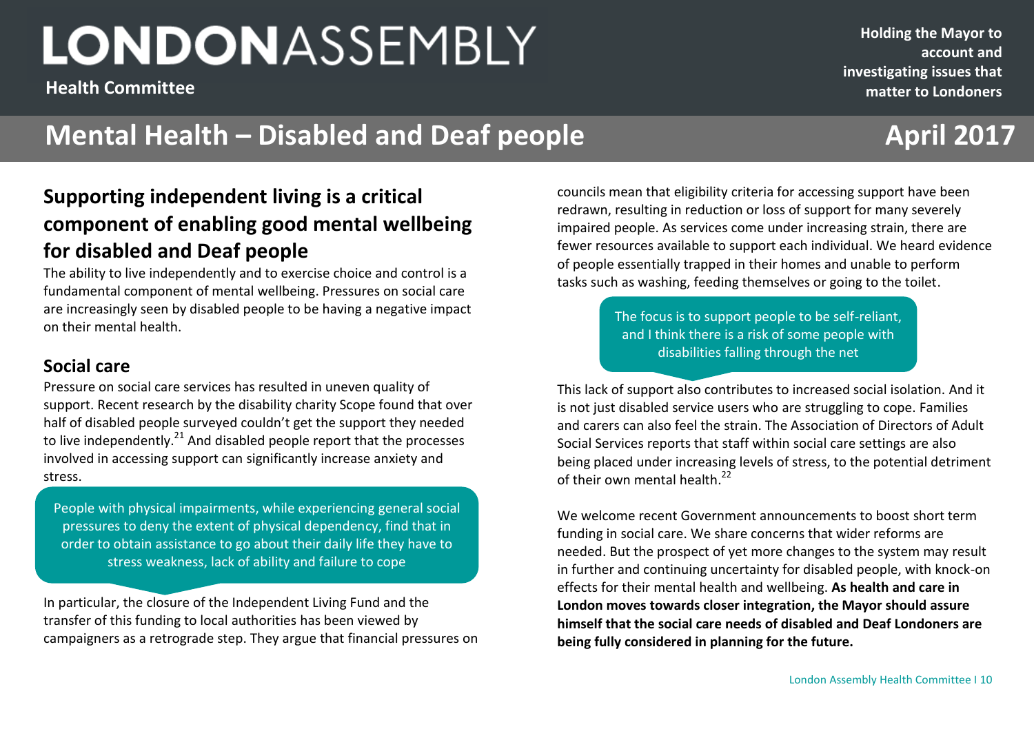## Supporting independent living is a critical component of enabling good mental wellbeing for disabled and Deaf people

The ability to live independently and to exercise choice and control is a fundamental component of mental wellbeing. Pressures on social care are increasingly seen by disabled people to be having a negative impact on their mental health.

### Social care

Pressure on social care services has resulted in uneven quality of support. Recent research by the disability charity Scope found that over half of disabled people surveyed couldn't get the support they needed to live independently.[21] And disabled people report that the processes involved in accessing support can significantly increase anxiety and stress.

> People with physical impairments, while experiencing general social pressures to deny the extent of physical dependency, find that in order to obtain assistance to go about their daily life they have to stress weakness, lack of ability and failure to cope

In particular, the closure of the Independent Living Fund and the transfer of this funding to local authorities has been viewed by campaigners as a retrograde step. They argue that financial pressures on councils mean that eligibility criteria for accessing support have been redrawn, resulting in reduction or loss of support for many severely impaired people. As services come under increasing strain, there are fewer resources available to support each individual. We heard evidence of people essentially trapped in their homes and unable to perform tasks such as washing, feeding themselves or going to the toilet.

> The focus is to support people to be self-reliant, and I think there is a risk of some people with disabilities falling through the net

This lack of support also contributes to increased social isolation. And it is not just disabled service users who are struggling to cope. Families and carers can also feel the strain. The Association of Directors of Adult Social Services reports that staff within social care settings are also being placed under increasing levels of stress, to the potential detriment of their own mental health.[22]

We welcome recent Government announcements to boost short term funding in social care. We share concerns that wider reforms are needed. But the prospect of yet more changes to the system may result in further and continuing uncertainty for disabled people, with knock-on effects for their mental health and wellbeing. **As health and care in London moves towards closer integration, the Mayor should assure himself that the social care needs of disabled and Deaf Londoners are being fully considered in planning for the future.**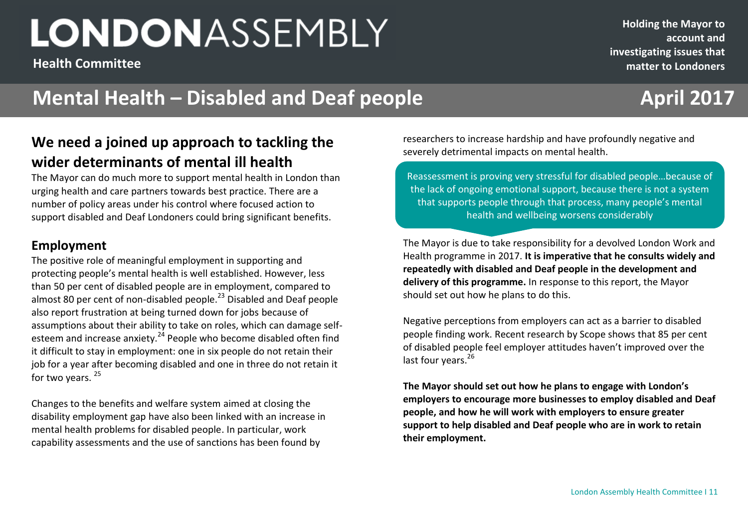## We need a joined up approach to tackling the wider determinants of mental ill health

The Mayor can do much more to support mental health in London than urging health and care partners towards best practice. There are a number of policy areas under his control where focused action to support disabled and Deaf Londoners could bring significant benefits.

### Employment

The positive role of meaningful employment in supporting and protecting people's mental health is well established. However, less than 50 per cent of disabled people are in employment, compared to almost 80 per cent of non-disabled people.[23] Disabled and Deaf people also report frustration at being turned down for jobs because of assumptions about their ability to take on roles, which can damage self-esteem and increase anxiety.[24] People who become disabled often find it difficult to stay in employment: one in six people do not retain their job for a year after becoming disabled and one in three do not retain it for two years. [25]

Changes to the benefits and welfare system aimed at closing the disability employment gap have also been linked with an increase in mental health problems for disabled people. In particular, work capability assessments and the use of sanctions has been found by researchers to increase hardship and have profoundly negative and severely detrimental impacts on mental health.

> Reassessment is proving very stressful for disabled people…because of the lack of ongoing emotional support, because there is not a system that supports people through that process, many people's mental health and wellbeing worsens considerably

The Mayor is due to take responsibility for a devolved London Work and Health programme in 2017. **It is imperative that he consults widely and repeatedly with disabled and Deaf people in the development and delivery of this programme.** In response to this report, the Mayor should set out how he plans to do this.

Negative perceptions from employers can act as a barrier to disabled people finding work. Recent research by Scope shows that 85 per cent of disabled people feel employer attitudes haven't improved over the last four years.[26]

**The Mayor should set out how he plans to engage with London's employers to encourage more businesses to employ disabled and Deaf people, and how he will work with employers to ensure greater support to help disabled and Deaf people who are in work to retain their employment.**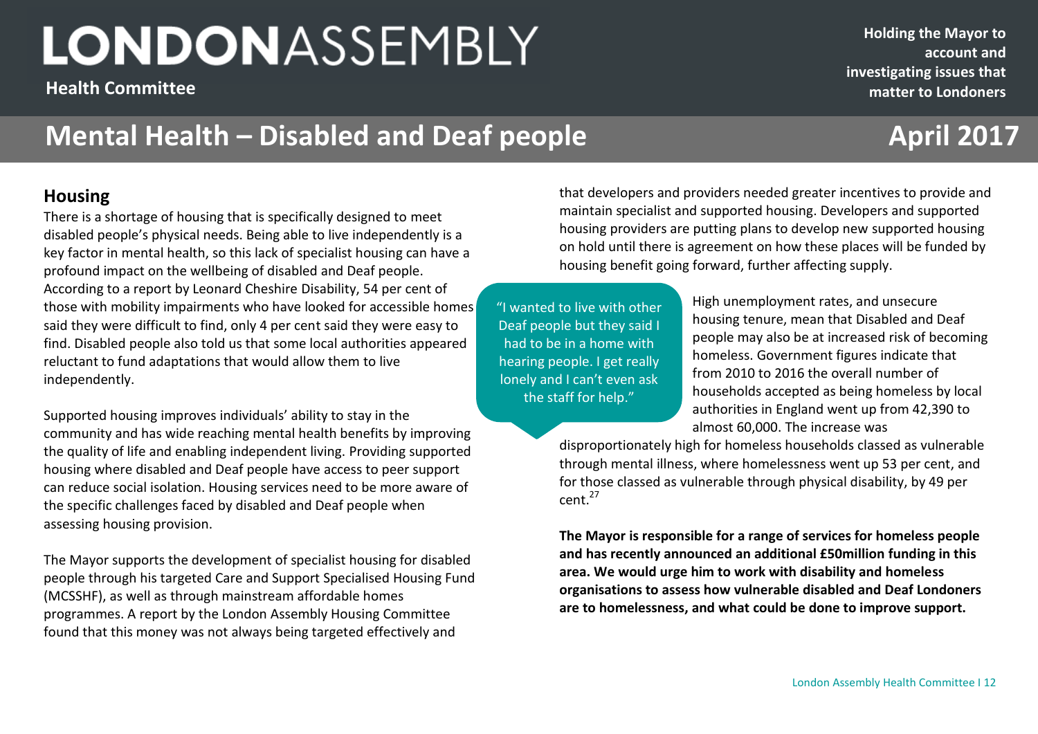## Housing

There is a shortage of housing that is specifically designed to meet disabled people's physical needs. Being able to live independently is a key factor in mental health, so this lack of specialist housing can have a profound impact on the wellbeing of disabled and Deaf people. According to a report by Leonard Cheshire Disability, 54 per cent of those with mobility impairments who have looked for accessible homes said they were difficult to find, only 4 per cent said they were easy to find. Disabled people also told us that some local authorities appeared reluctant to fund adaptations that would allow them to live independently.

Supported housing improves individuals' ability to stay in the community and has wide reaching mental health benefits by improving the quality of life and enabling independent living. Providing supported housing where disabled and Deaf people have access to peer support can reduce social isolation. Housing services need to be more aware of the specific challenges faced by disabled and Deaf people when assessing housing provision.

The Mayor supports the development of specialist housing for disabled people through his targeted Care and Support Specialised Housing Fund (MCSSHF), as well as through mainstream affordable homes programmes. A report by the London Assembly Housing Committee found that this money was not always being targeted effectively and that developers and providers needed greater incentives to provide and maintain specialist and supported housing. Developers and supported housing providers are putting plans to develop new supported housing on hold until there is agreement on how these places will be funded by housing benefit going forward, further affecting supply.

> "I wanted to live with other Deaf people but they said I had to be in a home with hearing people. I get really lonely and I can't even ask the staff for help."

High unemployment rates, and unsecure housing tenure, mean that Disabled and Deaf people may also be at increased risk of becoming homeless. Government figures indicate that from 2010 to 2016 the overall number of households accepted as being homeless by local authorities in England went up from 42,390 to almost 60,000. The increase was disproportionately high for homeless households classed as vulnerable through mental illness, where homelessness went up 53 per cent, and for those classed as vulnerable through physical disability, by 49 per cent.[27]

**The Mayor is responsible for a range of services for homeless people and has recently announced an additional £50million funding in this area. We would urge him to work with disability and homeless organisations to assess how vulnerable disabled and Deaf Londoners are to homelessness, and what could be done to improve support.**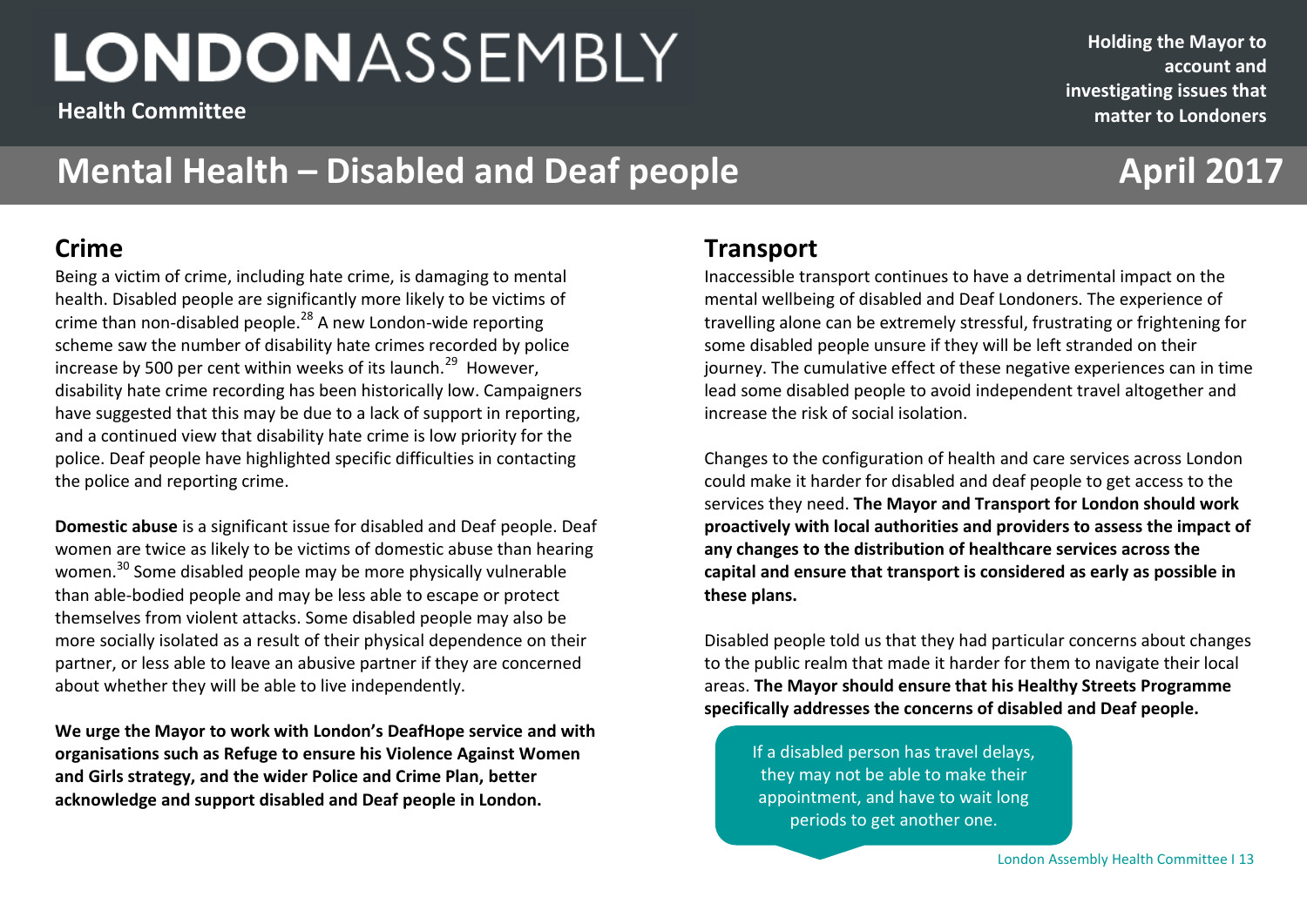## Crime

Being a victim of crime, including hate crime, is damaging to mental health. Disabled people are significantly more likely to be victims of crime than non-disabled people.[28] A new London-wide reporting scheme saw the number of disability hate crimes recorded by police increase by 500 per cent within weeks of its launch.[29] However, disability hate crime recording has been historically low. Campaigners have suggested that this may be due to a lack of support in reporting, and a continued view that disability hate crime is low priority for the police. Deaf people have highlighted specific difficulties in contacting the police and reporting crime.

**Domestic abuse** is a significant issue for disabled and Deaf people. Deaf women are twice as likely to be victims of domestic abuse than hearing women.[30] Some disabled people may be more physically vulnerable than able-bodied people and may be less able to escape or protect themselves from violent attacks. Some disabled people may also be more socially isolated as a result of their physical dependence on their partner, or less able to leave an abusive partner if they are concerned about whether they will be able to live independently.

**We urge the Mayor to work with London's DeafHope service and with organisations such as Refuge to ensure his Violence Against Women and Girls strategy, and the wider Police and Crime Plan, better acknowledge and support disabled and Deaf people in London.**

## Transport

Inaccessible transport continues to have a detrimental impact on the mental wellbeing of disabled and Deaf Londoners. The experience of travelling alone can be extremely stressful, frustrating or frightening for some disabled people unsure if they will be left stranded on their journey. The cumulative effect of these negative experiences can in time lead some disabled people to avoid independent travel altogether and increase the risk of social isolation.

Changes to the configuration of health and care services across London could make it harder for disabled and deaf people to get access to the services they need. **The Mayor and Transport for London should work proactively with local authorities and providers to assess the impact of any changes to the distribution of healthcare services across the capital and ensure that transport is considered as early as possible in these plans.**

Disabled people told us that they had particular concerns about changes to the public realm that made it harder for them to navigate their local areas. **The Mayor should ensure that his Healthy Streets Programme specifically addresses the concerns of disabled and Deaf people.**

> If a disabled person has travel delays, they may not be able to make their appointment, and have to wait long periods to get another one.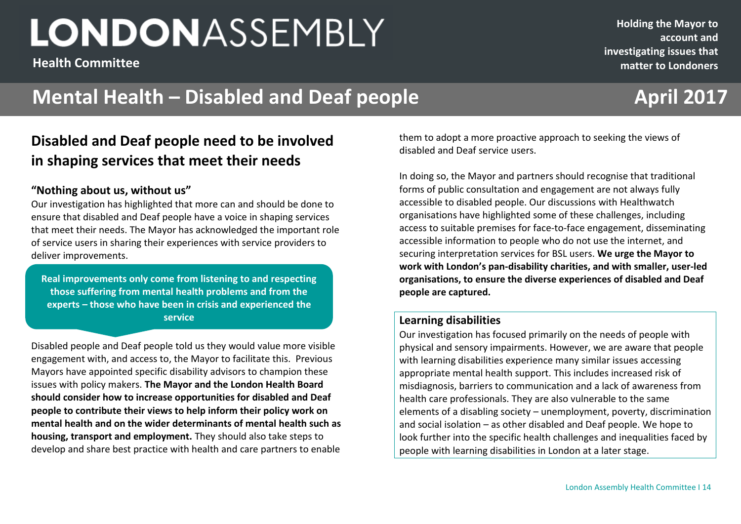## Disabled and Deaf people need to be involved in shaping services that meet their needs

### "Nothing about us, without us"

Our investigation has highlighted that more can and should be done to ensure that disabled and Deaf people have a voice in shaping services that meet their needs. The Mayor has acknowledged the important role of service users in sharing their experiences with service providers to deliver improvements.

> **Real improvements only come from listening to and respecting those suffering from mental health problems and from the experts – those who have been in crisis and experienced the service**

Disabled people and Deaf people told us they would value more visible engagement with, and access to, the Mayor to facilitate this. Previous Mayors have appointed specific disability advisors to champion these issues with policy makers. **The Mayor and the London Health Board should consider how to increase opportunities for disabled and Deaf people to contribute their views to help inform their policy work on mental health and on the wider determinants of mental health such as housing, transport and employment.** They should also take steps to develop and share best practice with health and care partners to enable them to adopt a more proactive approach to seeking the views of disabled and Deaf service users.

In doing so, the Mayor and partners should recognise that traditional forms of public consultation and engagement are not always fully accessible to disabled people. Our discussions with Healthwatch organisations have highlighted some of these challenges, including access to suitable premises for face-to-face engagement, disseminating accessible information to people who do not use the internet, and securing interpretation services for BSL users. **We urge the Mayor to work with London's pan-disability charities, and with smaller, user-led organisations, to ensure the diverse experiences of disabled and Deaf people are captured.**

### Learning disabilities

Our investigation has focused primarily on the needs of people with physical and sensory impairments. However, we are aware that people with learning disabilities experience many similar issues accessing appropriate mental health support. This includes increased risk of misdiagnosis, barriers to communication and a lack of awareness from health care professionals. They are also vulnerable to the same elements of a disabling society – unemployment, poverty, discrimination and social isolation – as other disabled and Deaf people. We hope to look further into the specific health challenges and inequalities faced by people with learning disabilities in London at a later stage.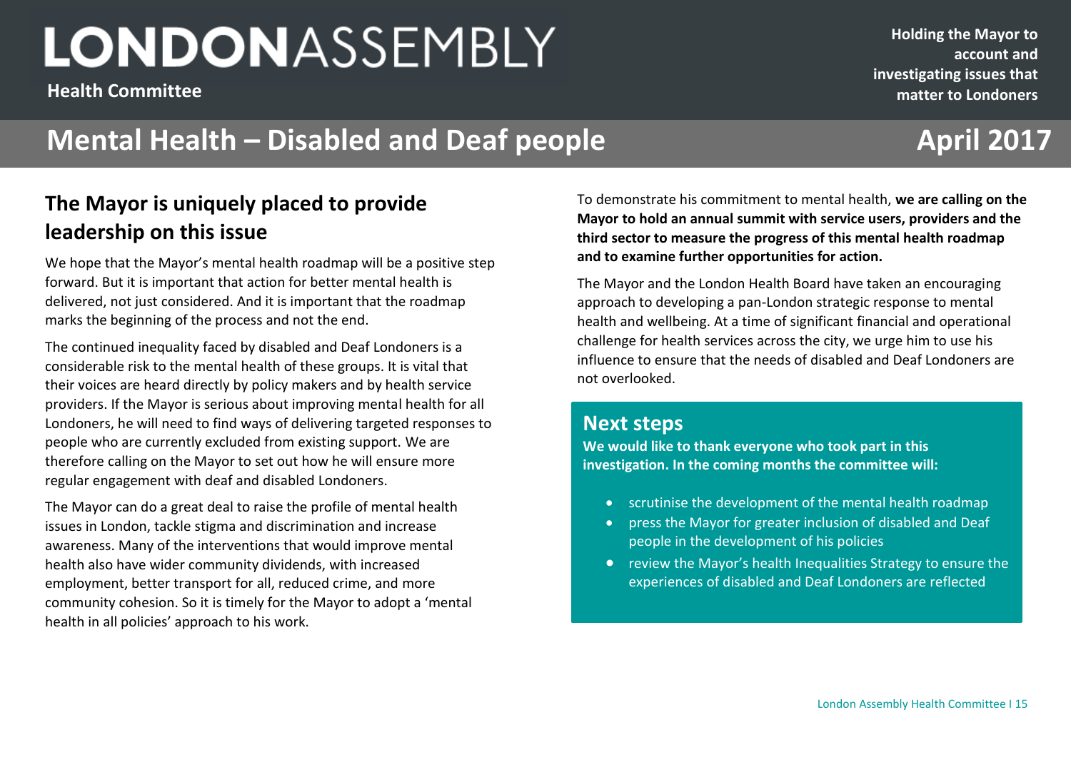# Mental Health – Disabled and Deaf people

## The Mayor is uniquely placed to provide leadership on this issue

We hope that the Mayor's mental health roadmap will be a positive step forward. But it is important that action for better mental health is delivered, not just considered. And it is important that the roadmap marks the beginning of the process and not the end.

The continued inequality faced by disabled and Deaf Londoners is a considerable risk to the mental health of these groups. It is vital that their voices are heard directly by policy makers and by health service providers. If the Mayor is serious about improving mental health for all Londoners, he will need to find ways of delivering targeted responses to people who are currently excluded from existing support. We are therefore calling on the Mayor to set out how he will ensure more regular engagement with deaf and disabled Londoners.

The Mayor can do a great deal to raise the profile of mental health issues in London, tackle stigma and discrimination and increase awareness. Many of the interventions that would improve mental health also have wider community dividends, with increased employment, better transport for all, reduced crime, and more community cohesion. So it is timely for the Mayor to adopt a 'mental health in all policies' approach to his work.

To demonstrate his commitment to mental health, **we are calling on the Mayor to hold an annual summit with service users, providers and the third sector to measure the progress of this mental health roadmap and to examine further opportunities for action.**

The Mayor and the London Health Board have taken an encouraging approach to developing a pan-London strategic response to mental health and wellbeing. At a time of significant financial and operational challenge for health services across the city, we urge him to use his influence to ensure that the needs of disabled and Deaf Londoners are not overlooked.

## Next steps

**We would like to thank everyone who took part in this investigation. In the coming months the committee will:**

- scrutinise the development of the mental health roadmap
- press the Mayor for greater inclusion of disabled and Deaf people in the development of his policies
- review the Mayor's health Inequalities Strategy to ensure the experiences of disabled and Deaf Londoners are reflected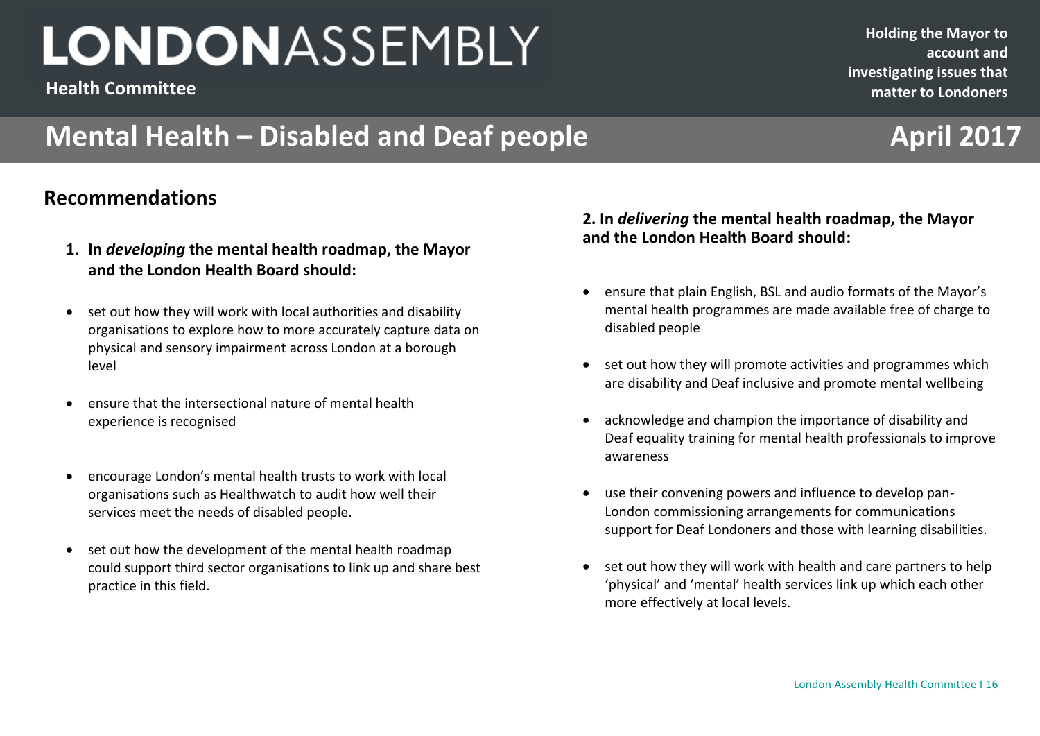# Mental Health – Disabled and Deaf people

## Recommendations

**1. In *developing* the mental health roadmap, the Mayor and the London Health Board should:**

- set out how they will work with local authorities and disability organisations to explore how to more accurately capture data on physical and sensory impairment across London at a borough level
- ensure that the intersectional nature of mental health experience is recognised
- encourage London's mental health trusts to work with local organisations such as Healthwatch to audit how well their services meet the needs of disabled people.
- set out how the development of the mental health roadmap could support third sector organisations to link up and share best practice in this field.

**2. In *delivering* the mental health roadmap, the Mayor and the London Health Board should:**

- ensure that plain English, BSL and audio formats of the Mayor's mental health programmes are made available free of charge to disabled people
- set out how they will promote activities and programmes which are disability and Deaf inclusive and promote mental wellbeing
- acknowledge and champion the importance of disability and Deaf equality training for mental health professionals to improve awareness
- use their convening powers and influence to develop pan-London commissioning arrangements for communications support for Deaf Londoners and those with learning disabilities.
- set out how they will work with health and care partners to help 'physical' and 'mental' health services link up which each other more effectively at local levels.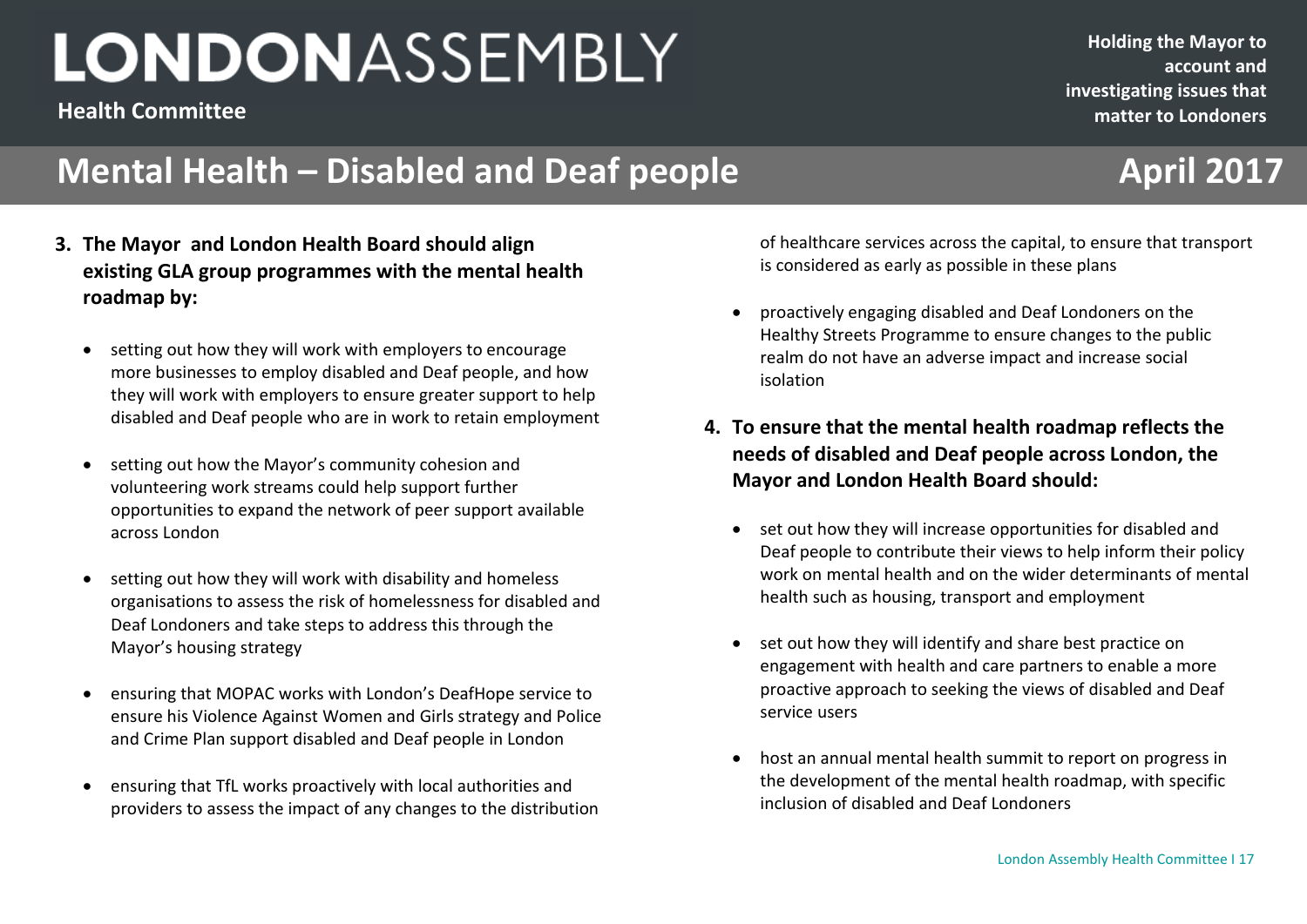3. **The Mayor and London Health Board should align existing GLA group programmes with the mental health roadmap by:**

   - setting out how they will work with employers to encourage more businesses to employ disabled and Deaf people, and how they will work with employers to ensure greater support to help disabled and Deaf people who are in work to retain employment

   - setting out how the Mayor's community cohesion and volunteering work streams could help support further opportunities to expand the network of peer support available across London

   - setting out how they will work with disability and homeless organisations to assess the risk of homelessness for disabled and Deaf Londoners and take steps to address this through the Mayor's housing strategy

   - ensuring that MOPAC works with London's DeafHope service to ensure his Violence Against Women and Girls strategy and Police and Crime Plan support disabled and Deaf people in London

   - ensuring that TfL works proactively with local authorities and providers to assess the impact of any changes to the distribution of healthcare services across the capital, to ensure that transport is considered as early as possible in these plans

   - proactively engaging disabled and Deaf Londoners on the Healthy Streets Programme to ensure changes to the public realm do not have an adverse impact and increase social isolation

4. **To ensure that the mental health roadmap reflects the needs of disabled and Deaf people across London, the Mayor and London Health Board should:**

   - set out how they will increase opportunities for disabled and Deaf people to contribute their views to help inform their policy work on mental health and on the wider determinants of mental health such as housing, transport and employment

   - set out how they will identify and share best practice on engagement with health and care partners to enable a more proactive approach to seeking the views of disabled and Deaf service users

   - host an annual mental health summit to report on progress in the development of the mental health roadmap, with specific inclusion of disabled and Deaf Londoners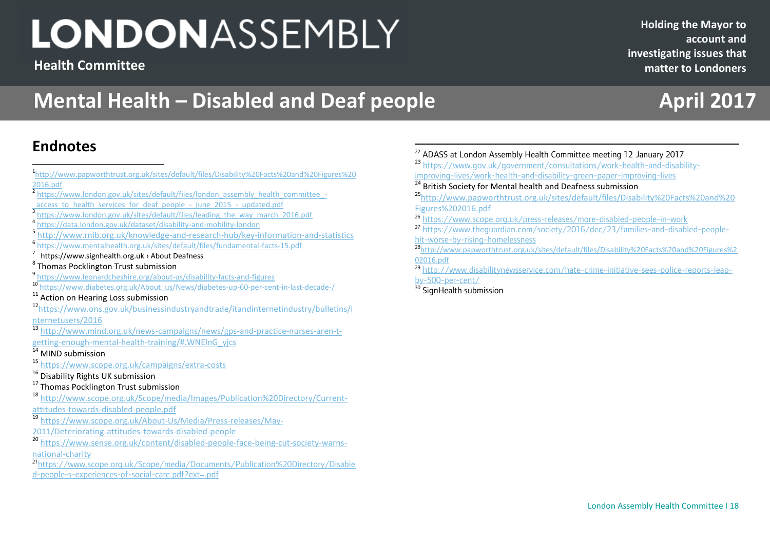## Endnotes

[1] http://www.papworthtrust.org.uk/sites/default/files/Disability%20Facts%20and%20Figures%202016.pdf

[2] https://www.london.gov.uk/sites/default/files/london_assembly_health_committee_-_access_to_health_services_for_deaf_people_-_june_2015_-_updated.pdf

[3] https://www.london.gov.uk/sites/default/files/leading_the_way_march_2016.pdf

[4] https://data.london.gov.uk/dataset/disability-and-mobility-london

[5] http://www.rnib.org.uk/knowledge-and-research-hub/key-information-and-statistics

[6] https://www.mentalhealth.org.uk/sites/default/files/fundamental-facts-15.pdf

[7] https://www.signhealth.org.uk › About Deafness

[8] Thomas Pocklington Trust submission

[9] https://www.leonardcheshire.org/about-us/disability-facts-and-figures

[10] https://www.diabetes.org.uk/About_us/News/diabetes-up-60-per-cent-in-last-decade-/

[11] Action on Hearing Loss submission

[12] https://www.ons.gov.uk/businessindustryandtrade/itandinternetindustry/bulletins/internetusers/2016

[13] http://www.mind.org.uk/news-campaigns/news/gps-and-practice-nurses-aren-t-getting-enough-mental-health-training/#.WNElnG_yjcs

[14] MIND submission

[15] https://www.scope.org.uk/campaigns/extra-costs

[16] Disability Rights UK submission

[17] Thomas Pocklington Trust submission

[18] http://www.scope.org.uk/Scope/media/Images/Publication%20Directory/Current-attitudes-towards-disabled-people.pdf

[19] https://www.scope.org.uk/About-Us/Media/Press-releases/May-2011/Deteriorating-attitudes-towards-disabled-people

[20] https://www.sense.org.uk/content/disabled-people-face-being-cut-society-warns-national-charity

[21] https://www.scope.org.uk/Scope/media/Documents/Publication%20Directory/Disabled-people-s-experiences-of-social-care.pdf?ext=.pdf

[22] ADASS at London Assembly Health Committee meeting 12 January 2017

[23] https://www.gov.uk/government/consultations/work-health-and-disability-improving-lives/work-health-and-disability-green-paper-improving-lives

[24] British Society for Mental health and Deafness submission

[25] http://www.papworthtrust.org.uk/sites/default/files/Disability%20Facts%20and%20Figures%202016.pdf

[26] https://www.scope.org.uk/press-releases/more-disabled-people-in-work

[27] https://www.theguardian.com/society/2016/dec/23/families-and-disabled-people-hit-worse-by-rising-homelessness

[28] http://www.papworthtrust.org.uk/sites/default/files/Disability%20Facts%20and%20Figures%202016.pdf

[29] http://www.disabilitynewsservice.com/hate-crime-initiative-sees-police-reports-leap-by-500-per-cent/

[30] SignHealth submission